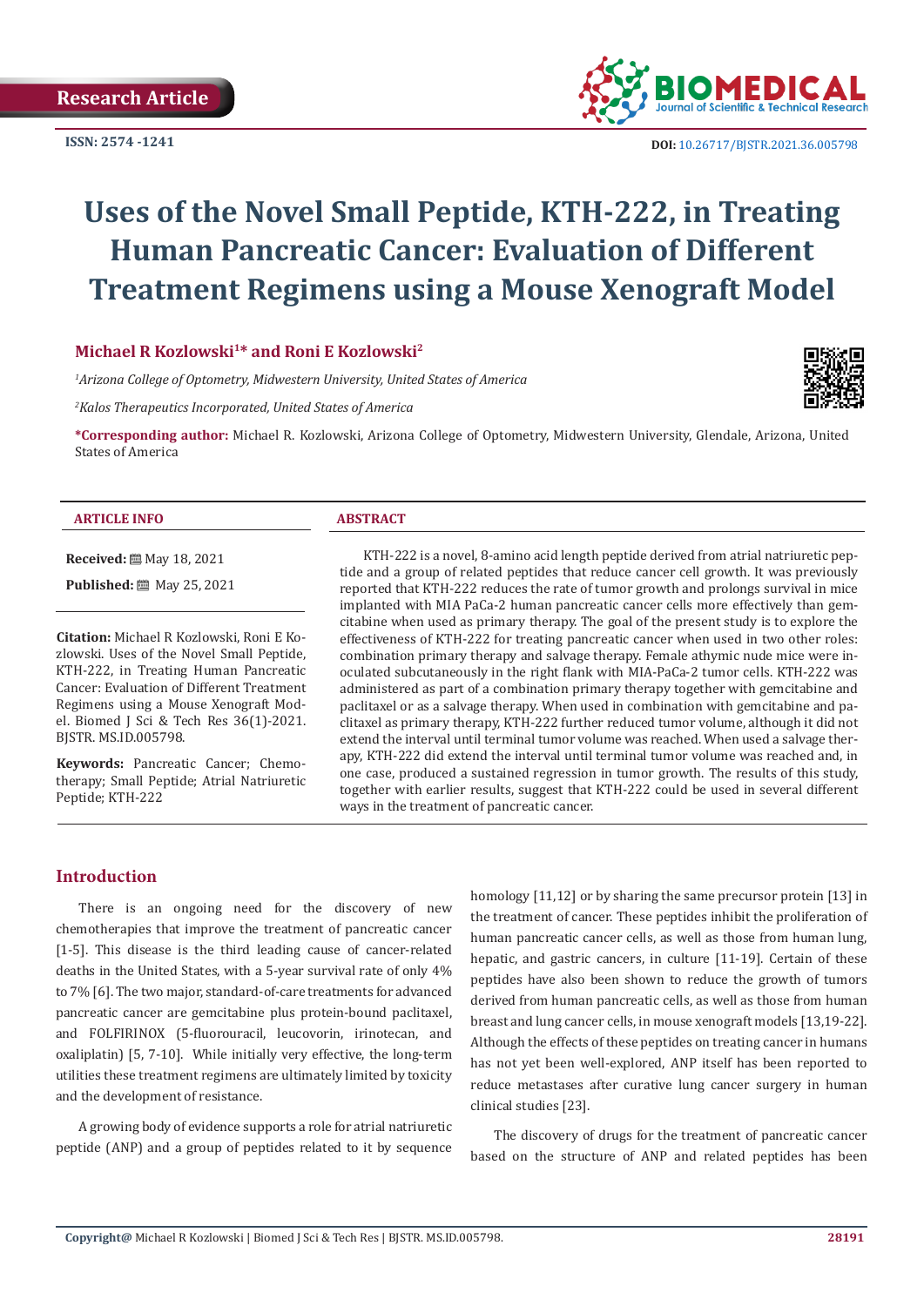Research Article

ISSN: 2574 -1241

DOI: 10.26717/BJSTR.2021.36.005798

# Uses of the Novel Small Peptide, KTH-222, in Treating Human Pancreatic Cancer: Evaluation of Different Treatment Regimens using a Mouse Xenograft Model

**Michael R Kozlowski[1]\* and Roni E Kozlowski[2]**

[1]*Arizona College of Optometry, Midwestern University, United States of America*

[2]*Kalos Therapeutics Incorporated, United States of America*

**\*Corresponding author:** Michael R. Kozlowski, Arizona College of Optometry, Midwestern University, Glendale, Arizona, United States of America

## ARTICLE INFO

**Received:** May 18, 2021

**Published:** May 25, 2021

**Citation:** Michael R Kozlowski, Roni E Kozlowski. Uses of the Novel Small Peptide, KTH-222, in Treating Human Pancreatic Cancer: Evaluation of Different Treatment Regimens using a Mouse Xenograft Model. Biomed J Sci & Tech Res 36(1)-2021. BJSTR. MS.ID.005798.

**Keywords:** Pancreatic Cancer; Chemotherapy; Small Peptide; Atrial Natriuretic Peptide; KTH-222

## ABSTRACT

KTH-222 is a novel, 8-amino acid length peptide derived from atrial natriuretic peptide and a group of related peptides that reduce cancer cell growth. It was previously reported that KTH-222 reduces the rate of tumor growth and prolongs survival in mice implanted with MIA PaCa-2 human pancreatic cancer cells more effectively than gemcitabine when used as primary therapy. The goal of the present study is to explore the effectiveness of KTH-222 for treating pancreatic cancer when used in two other roles: combination primary therapy and salvage therapy. Female athymic nude mice were inoculated subcutaneously in the right flank with MIA-PaCa-2 tumor cells. KTH-222 was administered as part of a combination primary therapy together with gemcitabine and paclitaxel or as a salvage therapy. When used in combination with gemcitabine and paclitaxel as primary therapy, KTH-222 further reduced tumor volume, although it did not extend the interval until terminal tumor volume was reached. When used a salvage therapy, KTH-222 did extend the interval until terminal tumor volume was reached and, in one case, produced a sustained regression in tumor growth. The results of this study, together with earlier results, suggest that KTH-222 could be used in several different ways in the treatment of pancreatic cancer.

## Introduction

There is an ongoing need for the discovery of new chemotherapies that improve the treatment of pancreatic cancer [1-5]. This disease is the third leading cause of cancer-related deaths in the United States, with a 5-year survival rate of only 4% to 7% [6]. The two major, standard-of-care treatments for advanced pancreatic cancer are gemcitabine plus protein-bound paclitaxel, and FOLFIRINOX (5-fluorouracil, leucovorin, irinotecan, and oxaliplatin) [5, 7-10]. While initially very effective, the long-term utilities these treatment regimens are ultimately limited by toxicity and the development of resistance.

A growing body of evidence supports a role for atrial natriuretic peptide (ANP) and a group of peptides related to it by sequence homology [11,12] or by sharing the same precursor protein [13] in the treatment of cancer. These peptides inhibit the proliferation of human pancreatic cancer cells, as well as those from human lung, hepatic, and gastric cancers, in culture [11-19]. Certain of these peptides have also been shown to reduce the growth of tumors derived from human pancreatic cells, as well as those from human breast and lung cancer cells, in mouse xenograft models [13,19-22]. Although the effects of these peptides on treating cancer in humans has not yet been well-explored, ANP itself has been reported to reduce metastases after curative lung cancer surgery in human clinical studies [23].

The discovery of drugs for the treatment of pancreatic cancer based on the structure of ANP and related peptides has been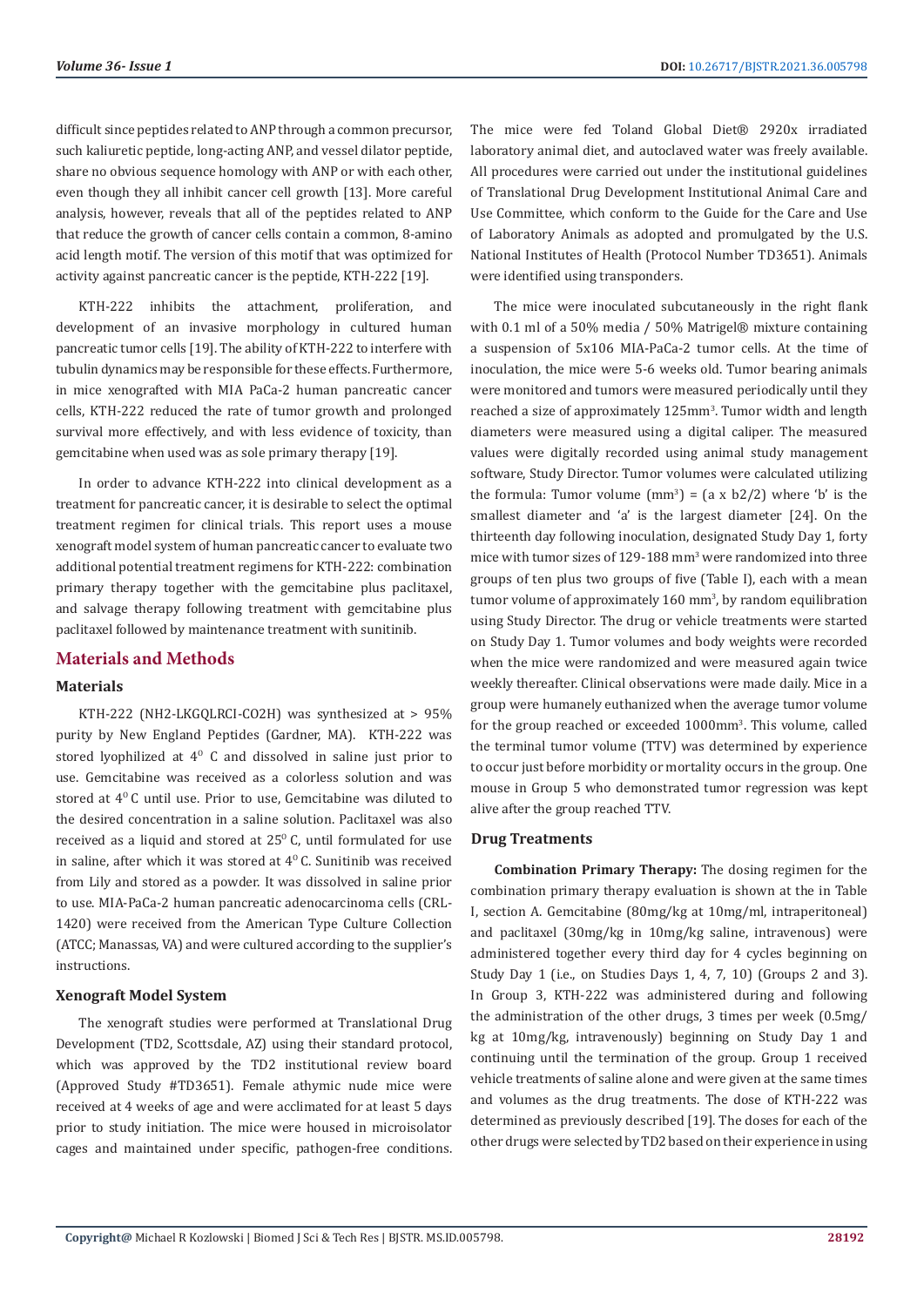difficult since peptides related to ANP through a common precursor, such kaliuretic peptide, long-acting ANP, and vessel dilator peptide, share no obvious sequence homology with ANP or with each other, even though they all inhibit cancer cell growth [13]. More careful analysis, however, reveals that all of the peptides related to ANP that reduce the growth of cancer cells contain a common, 8-amino acid length motif. The version of this motif that was optimized for activity against pancreatic cancer is the peptide, KTH-222 [19].

KTH-222 inhibits the attachment, proliferation, and development of an invasive morphology in cultured human pancreatic tumor cells [19]. The ability of KTH-222 to interfere with tubulin dynamics may be responsible for these effects. Furthermore, in mice xenografted with MIA PaCa-2 human pancreatic cancer cells, KTH-222 reduced the rate of tumor growth and prolonged survival more effectively, and with less evidence of toxicity, than gemcitabine when used was as sole primary therapy [19].

In order to advance KTH-222 into clinical development as a treatment for pancreatic cancer, it is desirable to select the optimal treatment regimen for clinical trials. This report uses a mouse xenograft model system of human pancreatic cancer to evaluate two additional potential treatment regimens for KTH-222: combination primary therapy together with the gemcitabine plus paclitaxel, and salvage therapy following treatment with gemcitabine plus paclitaxel followed by maintenance treatment with sunitinib.

## Materials and Methods

### Materials

KTH-222 (NH2-LKGQLRCI-CO2H) was synthesized at > 95% purity by New England Peptides (Gardner, MA). KTH-222 was stored lyophilized at $4^0$ C and dissolved in saline just prior to use. Gemcitabine was received as a colorless solution and was stored at $4^0$ C until use. Prior to use, Gemcitabine was diluted to the desired concentration in a saline solution. Paclitaxel was also received as a liquid and stored at $25^0$ C, until formulated for use in saline, after which it was stored at $4^0$ C. Sunitinib was received from Lily and stored as a powder. It was dissolved in saline prior to use. MIA-PaCa-2 human pancreatic adenocarcinoma cells (CRL-1420) were received from the American Type Culture Collection (ATCC; Manassas, VA) and were cultured according to the supplier's instructions.

### Xenograft Model System

The xenograft studies were performed at Translational Drug Development (TD2, Scottsdale, AZ) using their standard protocol, which was approved by the TD2 institutional review board (Approved Study #TD3651). Female athymic nude mice were received at 4 weeks of age and were acclimated for at least 5 days prior to study initiation. The mice were housed in microisolator cages and maintained under specific, pathogen-free conditions. The mice were fed Toland Global Diet® 2920x irradiated laboratory animal diet, and autoclaved water was freely available. All procedures were carried out under the institutional guidelines of Translational Drug Development Institutional Animal Care and Use Committee, which conform to the Guide for the Care and Use of Laboratory Animals as adopted and promulgated by the U.S. National Institutes of Health (Protocol Number TD3651). Animals were identified using transponders.

The mice were inoculated subcutaneously in the right flank with 0.1 ml of a 50% media / 50% Matrigel® mixture containing a suspension of 5x106 MIA-PaCa-2 tumor cells. At the time of inoculation, the mice were 5-6 weeks old. Tumor bearing animals were monitored and tumors were measured periodically until they reached a size of approximately 125mm$^3$. Tumor width and length diameters were measured using a digital caliper. The measured values were digitally recorded using animal study management software, Study Director. Tumor volumes were calculated utilizing the formula: Tumor volume (mm$^3$) = (a x b2/2) where 'b' is the smallest diameter and 'a' is the largest diameter [24]. On the thirteenth day following inoculation, designated Study Day 1, forty mice with tumor sizes of 129-188 mm$^3$ were randomized into three groups of ten plus two groups of five (Table I), each with a mean tumor volume of approximately 160 mm$^3$, by random equilibration using Study Director. The drug or vehicle treatments were started on Study Day 1. Tumor volumes and body weights were recorded when the mice were randomized and were measured again twice weekly thereafter. Clinical observations were made daily. Mice in a group were humanely euthanized when the average tumor volume for the group reached or exceeded 1000mm$^3$. This volume, called the terminal tumor volume (TTV) was determined by experience to occur just before morbidity or mortality occurs in the group. One mouse in Group 5 who demonstrated tumor regression was kept alive after the group reached TTV.

### Drug Treatments

**Combination Primary Therapy:** The dosing regimen for the combination primary therapy evaluation is shown at the in Table I, section A. Gemcitabine (80mg/kg at 10mg/ml, intraperitoneal) and paclitaxel (30mg/kg in 10mg/kg saline, intravenous) were administered together every third day for 4 cycles beginning on Study Day 1 (i.e., on Studies Days 1, 4, 7, 10) (Groups 2 and 3). In Group 3, KTH-222 was administered during and following the administration of the other drugs, 3 times per week (0.5mg/kg at 10mg/kg, intravenously) beginning on Study Day 1 and continuing until the termination of the group. Group 1 received vehicle treatments of saline alone and were given at the same times and volumes as the drug treatments. The dose of KTH-222 was determined as previously described [19]. The doses for each of the other drugs were selected by TD2 based on their experience in using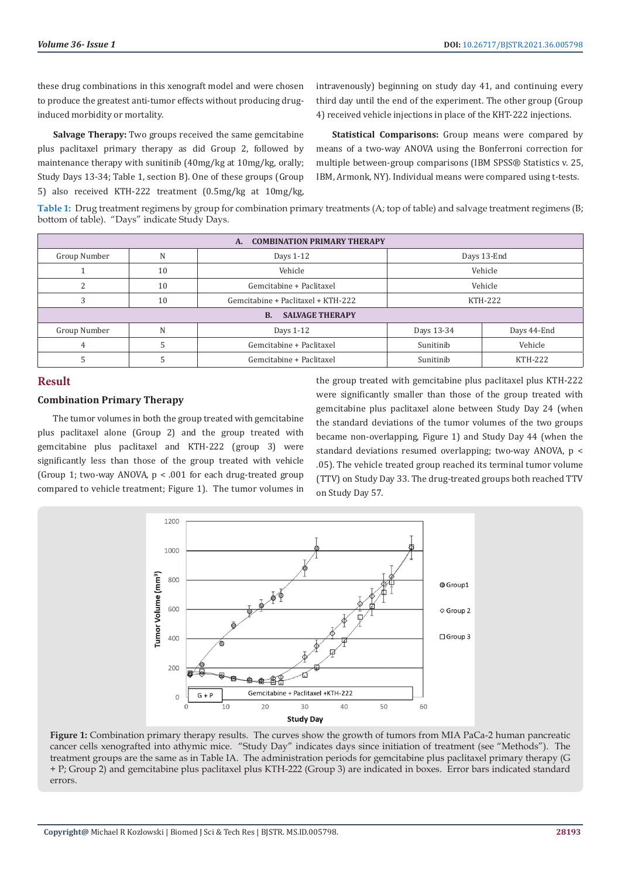these drug combinations in this xenograft model and were chosen to produce the greatest anti-tumor effects without producing drug-induced morbidity or mortality.

**Salvage Therapy:** Two groups received the same gemcitabine plus paclitaxel primary therapy as did Group 2, followed by maintenance therapy with sunitinib (40mg/kg at 10mg/kg, orally; Study Days 13-34; Table 1, section B). One of these groups (Group 5) also received KTH-222 treatment (0.5mg/kg at 10mg/kg, intravenously) beginning on study day 41, and continuing every third day until the end of the experiment. The other group (Group 4) received vehicle injections in place of the KHT-222 injections.

**Statistical Comparisons:** Group means were compared by means of a two-way ANOVA using the Bonferroni correction for multiple between-group comparisons (IBM SPSS® Statistics v. 25, IBM, Armonk, NY). Individual means were compared using t-tests.

**Table 1:** Drug treatment regimens by group for combination primary treatments (A; top of table) and salvage treatment regimens (B; bottom of table). "Days" indicate Study Days.

| A. COMBINATION PRIMARY THERAPY | | | | |
|---|---|---|---|---|
| Group Number | N | Days 1-12 | Days 13-End | |
| 1 | 10 | Vehicle | Vehicle | |
| 2 | 10 | Gemcitabine + Paclitaxel | Vehicle | |
| 3 | 10 | Gemcitabine + Paclitaxel + KTH-222 | KTH-222 | |
| **B. SALVAGE THERAPY** | | | | |
| Group Number | N | Days 1-12 | Days 13-34 | Days 44-End |
| 4 | 5 | Gemcitabine + Paclitaxel | Sunitinib | Vehicle |
| 5 | 5 | Gemcitabine + Paclitaxel | Sunitinib | KTH-222 |

## Result

### Combination Primary Therapy

The tumor volumes in both the group treated with gemcitabine plus paclitaxel alone (Group 2) and the group treated with gemcitabine plus paclitaxel and KTH-222 (group 3) were significantly less than those of the group treated with vehicle (Group 1; two-way ANOVA, $p < .001$ for each drug-treated group compared to vehicle treatment; Figure 1). The tumor volumes in the group treated with gemcitabine plus paclitaxel plus KTH-222 were significantly smaller than those of the group treated with gemcitabine plus paclitaxel alone between Study Day 24 (when the standard deviations of the tumor volumes of the two groups became non-overlapping, Figure 1) and Study Day 44 (when the standard deviations resumed overlapping; two-way ANOVA, $p < .05$). The vehicle treated group reached its terminal tumor volume (TTV) on Study Day 33. The drug-treated groups both reached TTV on Study Day 57.

Tumor Volume (mm³)
1200
1000
800
600
400
200
0
0 10 20 30 40 50 60
Study Day
Group1
Group 2
Group 3
G + P
Gemcitabine + Paclitaxel +KTH-222

**Figure 1:** Combination primary therapy results. The curves show the growth of tumors from MIA PaCa-2 human pancreatic cancer cells xenografted into athymic mice. "Study Day" indicates days since initiation of treatment (see "Methods"). The treatment groups are the same as in Table IA. The administration periods for gemcitabine plus paclitaxel primary therapy (G + P; Group 2) and gemcitabine plus paclitaxel plus KTH-222 (Group 3) are indicated in boxes. Error bars indicated standard errors.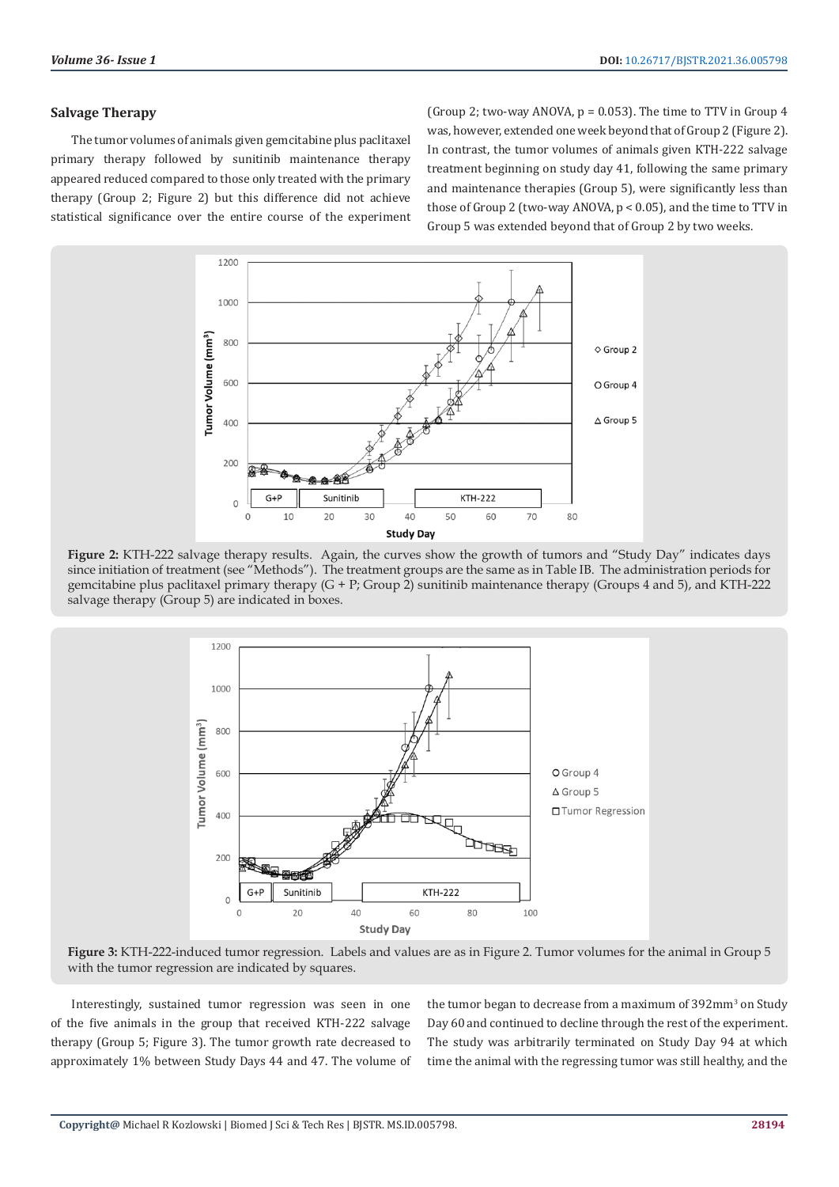## Salvage Therapy

The tumor volumes of animals given gemcitabine plus paclitaxel primary therapy followed by sunitinib maintenance therapy appeared reduced compared to those only treated with the primary therapy (Group 2; Figure 2) but this difference did not achieve statistical significance over the entire course of the experiment (Group 2; two-way ANOVA, $p = 0.053$). The time to TTV in Group 4 was, however, extended one week beyond that of Group 2 (Figure 2). In contrast, the tumor volumes of animals given KTH-222 salvage treatment beginning on study day 41, following the same primary and maintenance therapies (Group 5), were significantly less than those of Group 2 (two-way ANOVA, $p < 0.05$), and the time to TTV in Group 5 was extended beyond that of Group 2 by two weeks.

1200
1000
800
600
400
200
0
Tumor Volume (mm³)
0 10 20 30 40 50 60 70 80
Study Day
G+P
Sunitinib
KTH-222
◇ Group 2
○ Group 4
△ Group 5

**Figure 2:** KTH-222 salvage therapy results. Again, the curves show the growth of tumors and "Study Day" indicates days since initiation of treatment (see "Methods"). The treatment groups are the same as in Table IB. The administration periods for gemcitabine plus paclitaxel primary therapy (G + P; Group 2) sunitinib maintenance therapy (Groups 4 and 5), and KTH-222 salvage therapy (Group 5) are indicated in boxes.

1200
1000
800
600
400
200
0
Tumor Volume (mm³)
0 20 40 60 80 100
Study Day
G+P
Sunitinib
KTH-222
○ Group 4
△ Group 5
□ Tumor Regression

**Figure 3:** KTH-222-induced tumor regression. Labels and values are as in Figure 2. Tumor volumes for the animal in Group 5 with the tumor regression are indicated by squares.

Interestingly, sustained tumor regression was seen in one of the five animals in the group that received KTH-222 salvage therapy (Group 5; Figure 3). The tumor growth rate decreased to approximately 1% between Study Days 44 and 47. The volume of the tumor began to decrease from a maximum of 392mm$^3$ on Study Day 60 and continued to decline through the rest of the experiment. The study was arbitrarily terminated on Study Day 94 at which time the animal with the regressing tumor was still healthy, and the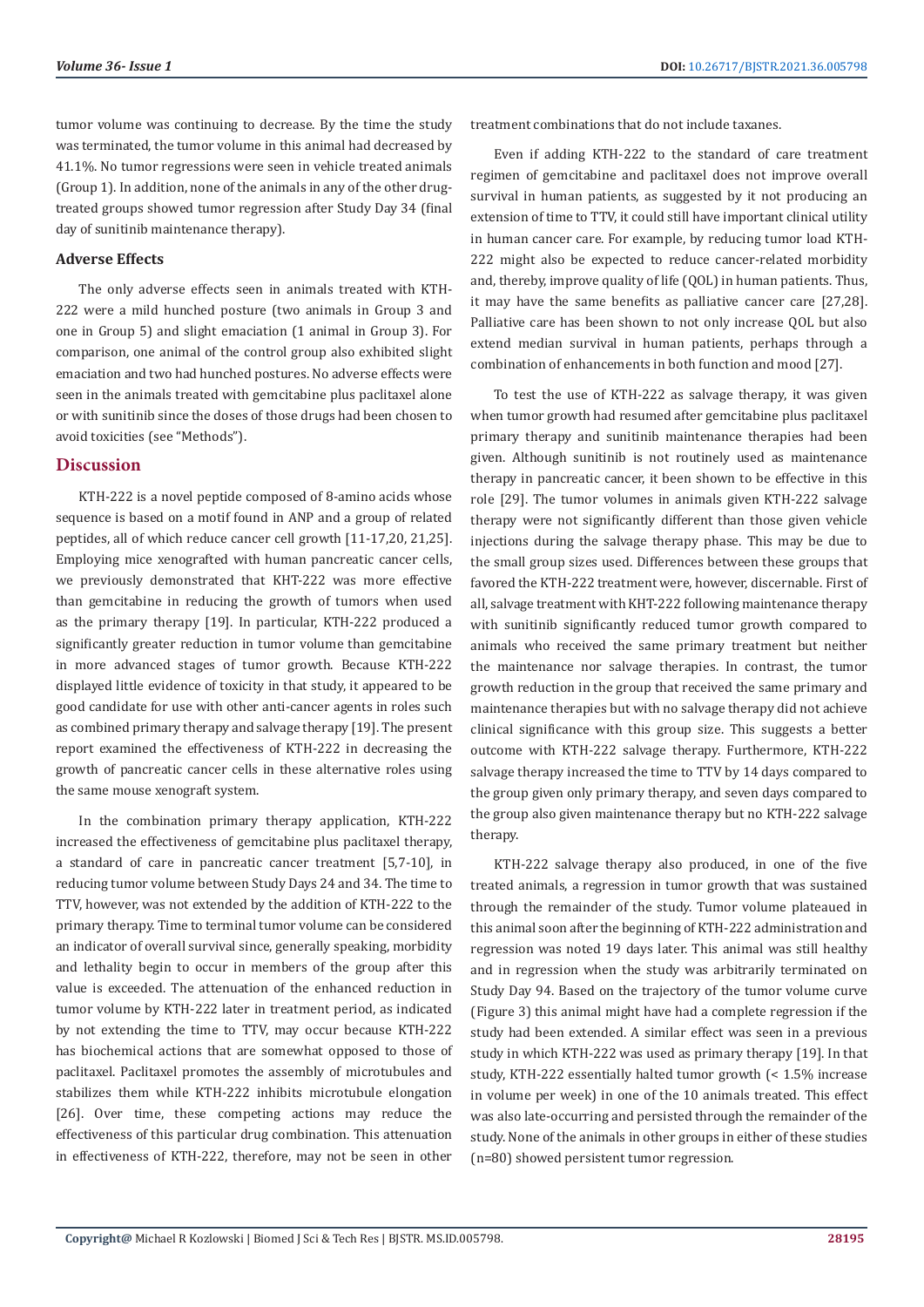tumor volume was continuing to decrease. By the time the study was terminated, the tumor volume in this animal had decreased by 41.1%. No tumor regressions were seen in vehicle treated animals (Group 1). In addition, none of the animals in any of the other drug-treated groups showed tumor regression after Study Day 34 (final day of sunitinib maintenance therapy).

### Adverse Effects

The only adverse effects seen in animals treated with KTH-222 were a mild hunched posture (two animals in Group 3 and one in Group 5) and slight emaciation (1 animal in Group 3). For comparison, one animal of the control group also exhibited slight emaciation and two had hunched postures. No adverse effects were seen in the animals treated with gemcitabine plus paclitaxel alone or with sunitinib since the doses of those drugs had been chosen to avoid toxicities (see "Methods").

## Discussion

KTH-222 is a novel peptide composed of 8-amino acids whose sequence is based on a motif found in ANP and a group of related peptides, all of which reduce cancer cell growth [11-17,20, 21,25]. Employing mice xenografted with human pancreatic cancer cells, we previously demonstrated that KHT-222 was more effective than gemcitabine in reducing the growth of tumors when used as the primary therapy [19]. In particular, KTH-222 produced a significantly greater reduction in tumor volume than gemcitabine in more advanced stages of tumor growth. Because KTH-222 displayed little evidence of toxicity in that study, it appeared to be good candidate for use with other anti-cancer agents in roles such as combined primary therapy and salvage therapy [19]. The present report examined the effectiveness of KTH-222 in decreasing the growth of pancreatic cancer cells in these alternative roles using the same mouse xenograft system.

In the combination primary therapy application, KTH-222 increased the effectiveness of gemcitabine plus paclitaxel therapy, a standard of care in pancreatic cancer treatment [5,7-10], in reducing tumor volume between Study Days 24 and 34. The time to TTV, however, was not extended by the addition of KTH-222 to the primary therapy. Time to terminal tumor volume can be considered an indicator of overall survival since, generally speaking, morbidity and lethality begin to occur in members of the group after this value is exceeded. The attenuation of the enhanced reduction in tumor volume by KTH-222 later in treatment period, as indicated by not extending the time to TTV, may occur because KTH-222 has biochemical actions that are somewhat opposed to those of paclitaxel. Paclitaxel promotes the assembly of microtubules and stabilizes them while KTH-222 inhibits microtubule elongation [26]. Over time, these competing actions may reduce the effectiveness of this particular drug combination. This attenuation in effectiveness of KTH-222, therefore, may not be seen in other treatment combinations that do not include taxanes.

Even if adding KTH-222 to the standard of care treatment regimen of gemcitabine and paclitaxel does not improve overall survival in human patients, as suggested by it not producing an extension of time to TTV, it could still have important clinical utility in human cancer care. For example, by reducing tumor load KTH-222 might also be expected to reduce cancer-related morbidity and, thereby, improve quality of life (QOL) in human patients. Thus, it may have the same benefits as palliative cancer care [27,28]. Palliative care has been shown to not only increase QOL but also extend median survival in human patients, perhaps through a combination of enhancements in both function and mood [27].

To test the use of KTH-222 as salvage therapy, it was given when tumor growth had resumed after gemcitabine plus paclitaxel primary therapy and sunitinib maintenance therapies had been given. Although sunitinib is not routinely used as maintenance therapy in pancreatic cancer, it been shown to be effective in this role [29]. The tumor volumes in animals given KTH-222 salvage therapy were not significantly different than those given vehicle injections during the salvage therapy phase. This may be due to the small group sizes used. Differences between these groups that favored the KTH-222 treatment were, however, discernable. First of all, salvage treatment with KHT-222 following maintenance therapy with sunitinib significantly reduced tumor growth compared to animals who received the same primary treatment but neither the maintenance nor salvage therapies. In contrast, the tumor growth reduction in the group that received the same primary and maintenance therapies but with no salvage therapy did not achieve clinical significance with this group size. This suggests a better outcome with KTH-222 salvage therapy. Furthermore, KTH-222 salvage therapy increased the time to TTV by 14 days compared to the group given only primary therapy, and seven days compared to the group also given maintenance therapy but no KTH-222 salvage therapy.

KTH-222 salvage therapy also produced, in one of the five treated animals, a regression in tumor growth that was sustained through the remainder of the study. Tumor volume plateaued in this animal soon after the beginning of KTH-222 administration and regression was noted 19 days later. This animal was still healthy and in regression when the study was arbitrarily terminated on Study Day 94. Based on the trajectory of the tumor volume curve (Figure 3) this animal might have had a complete regression if the study had been extended. A similar effect was seen in a previous study in which KTH-222 was used as primary therapy [19]. In that study, KTH-222 essentially halted tumor growth (< 1.5% increase in volume per week) in one of the 10 animals treated. This effect was also late-occurring and persisted through the remainder of the study. None of the animals in other groups in either of these studies (n=80) showed persistent tumor regression.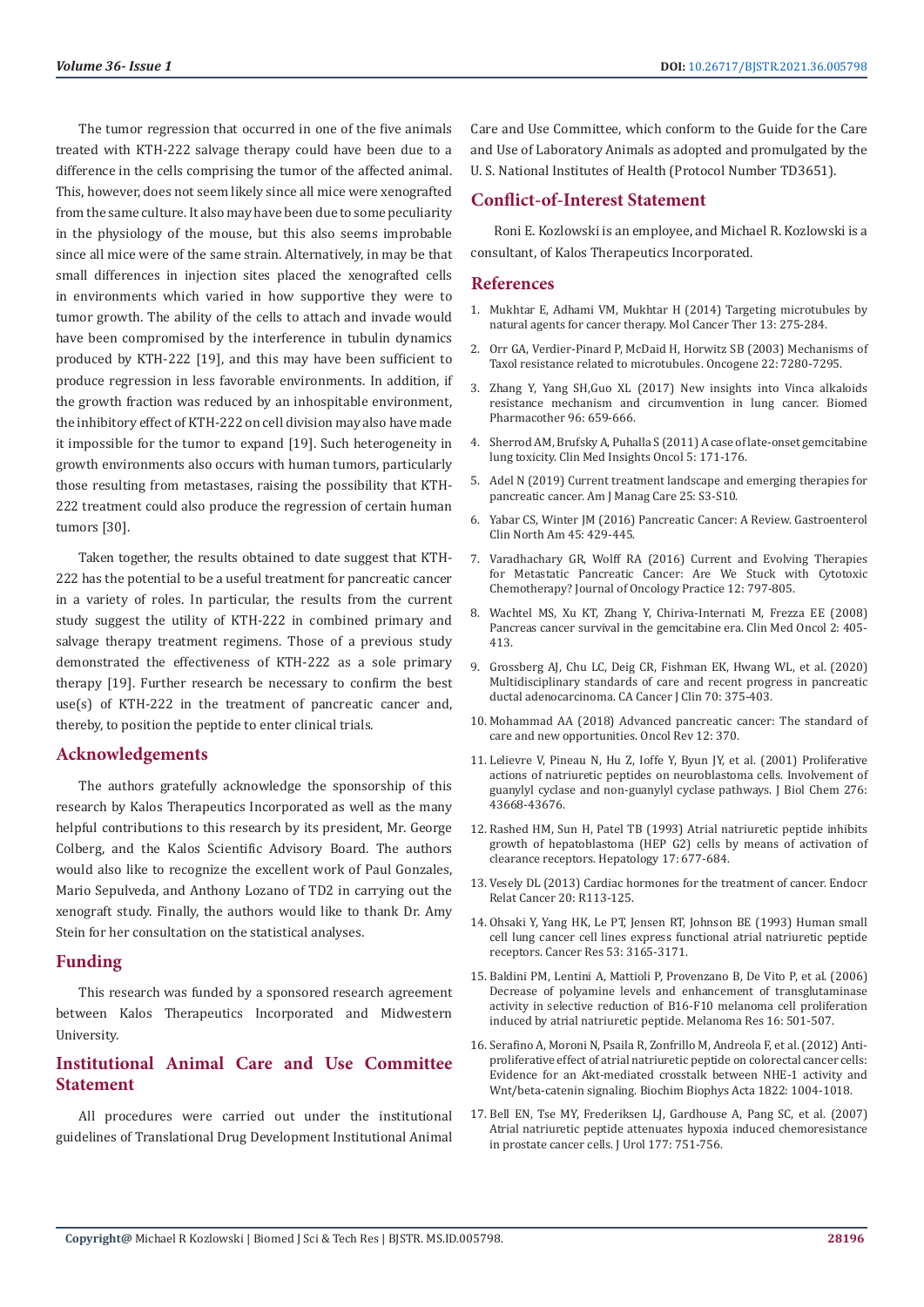The tumor regression that occurred in one of the five animals treated with KTH-222 salvage therapy could have been due to a difference in the cells comprising the tumor of the affected animal. This, however, does not seem likely since all mice were xenografted from the same culture. It also may have been due to some peculiarity in the physiology of the mouse, but this also seems improbable since all mice were of the same strain. Alternatively, in may be that small differences in injection sites placed the xenografted cells in environments which varied in how supportive they were to tumor growth. The ability of the cells to attach and invade would have been compromised by the interference in tubulin dynamics produced by KTH-222 [19], and this may have been sufficient to produce regression in less favorable environments. In addition, if the growth fraction was reduced by an inhospitable environment, the inhibitory effect of KTH-222 on cell division may also have made it impossible for the tumor to expand [19]. Such heterogeneity in growth environments also occurs with human tumors, particularly those resulting from metastases, raising the possibility that KTH-222 treatment could also produce the regression of certain human tumors [30].

Taken together, the results obtained to date suggest that KTH-222 has the potential to be a useful treatment for pancreatic cancer in a variety of roles. In particular, the results from the current study suggest the utility of KTH-222 in combined primary and salvage therapy treatment regimens. Those of a previous study demonstrated the effectiveness of KTH-222 as a sole primary therapy [19]. Further research be necessary to confirm the best use(s) of KTH-222 in the treatment of pancreatic cancer and, thereby, to position the peptide to enter clinical trials.

## Acknowledgements

The authors gratefully acknowledge the sponsorship of this research by Kalos Therapeutics Incorporated as well as the many helpful contributions to this research by its president, Mr. George Colberg, and the Kalos Scientific Advisory Board. The authors would also like to recognize the excellent work of Paul Gonzales, Mario Sepulveda, and Anthony Lozano of TD2 in carrying out the xenograft study. Finally, the authors would like to thank Dr. Amy Stein for her consultation on the statistical analyses.

## Funding

This research was funded by a sponsored research agreement between Kalos Therapeutics Incorporated and Midwestern University.

## Institutional Animal Care and Use Committee Statement

All procedures were carried out under the institutional guidelines of Translational Drug Development Institutional Animal Care and Use Committee, which conform to the Guide for the Care and Use of Laboratory Animals as adopted and promulgated by the U. S. National Institutes of Health (Protocol Number TD3651).

## Conflict-of-Interest Statement

Roni E. Kozlowski is an employee, and Michael R. Kozlowski is a consultant, of Kalos Therapeutics Incorporated.

## References

1. Mukhtar E, Adhami VM, Mukhtar H (2014) Targeting microtubules by natural agents for cancer therapy. Mol Cancer Ther 13: 275-284.
2. Orr GA, Verdier-Pinard P, McDaid H, Horwitz SB (2003) Mechanisms of Taxol resistance related to microtubules. Oncogene 22: 7280-7295.
3. Zhang Y, Yang SH,Guo XL (2017) New insights into Vinca alkaloids resistance mechanism and circumvention in lung cancer. Biomed Pharmacother 96: 659-666.
4. Sherrod AM, Brufsky A, Puhalla S (2011) A case of late-onset gemcitabine lung toxicity. Clin Med Insights Oncol 5: 171-176.
5. Adel N (2019) Current treatment landscape and emerging therapies for pancreatic cancer. Am J Manag Care 25: S3-S10.
6. Yabar CS, Winter JM (2016) Pancreatic Cancer: A Review. Gastroenterol Clin North Am 45: 429-445.
7. Varadhachary GR, Wolff RA (2016) Current and Evolving Therapies for Metastatic Pancreatic Cancer: Are We Stuck with Cytotoxic Chemotherapy? Journal of Oncology Practice 12: 797-805.
8. Wachtel MS, Xu KT, Zhang Y, Chiriva-Internati M, Frezza EE (2008) Pancreas cancer survival in the gemcitabine era. Clin Med Oncol 2: 405-413.
9. Grossberg AJ, Chu LC, Deig CR, Fishman EK, Hwang WL, et al. (2020) Multidisciplinary standards of care and recent progress in pancreatic ductal adenocarcinoma. CA Cancer J Clin 70: 375-403.
10. Mohammad AA (2018) Advanced pancreatic cancer: The standard of care and new opportunities. Oncol Rev 12: 370.
11. Lelievre V, Pineau N, Hu Z, Ioffe Y, Byun JY, et al. (2001) Proliferative actions of natriuretic peptides on neuroblastoma cells. Involvement of guanylyl cyclase and non-guanylyl cyclase pathways. J Biol Chem 276: 43668-43676.
12. Rashed HM, Sun H, Patel TB (1993) Atrial natriuretic peptide inhibits growth of hepatoblastoma (HEP G2) cells by means of activation of clearance receptors. Hepatology 17: 677-684.
13. Vesely DL (2013) Cardiac hormones for the treatment of cancer. Endocr Relat Cancer 20: R113-125.
14. Ohsaki Y, Yang HK, Le PT, Jensen RT, Johnson BE (1993) Human small cell lung cancer cell lines express functional atrial natriuretic peptide receptors. Cancer Res 53: 3165-3171.
15. Baldini PM, Lentini A, Mattioli P, Provenzano B, De Vito P, et al. (2006) Decrease of polyamine levels and enhancement of transglutaminase activity in selective reduction of B16-F10 melanoma cell proliferation induced by atrial natriuretic peptide. Melanoma Res 16: 501-507.
16. Serafino A, Moroni N, Psaila R, Zonfrillo M, Andreola F, et al. (2012) Anti-proliferative effect of atrial natriuretic peptide on colorectal cancer cells: Evidence for an Akt-mediated crosstalk between NHE-1 activity and Wnt/beta-catenin signaling. Biochim Biophys Acta 1822: 1004-1018.
17. Bell EN, Tse MY, Frederiksen LJ, Gardhouse A, Pang SC, et al. (2007) Atrial natriuretic peptide attenuates hypoxia induced chemoresistance in prostate cancer cells. J Urol 177: 751-756.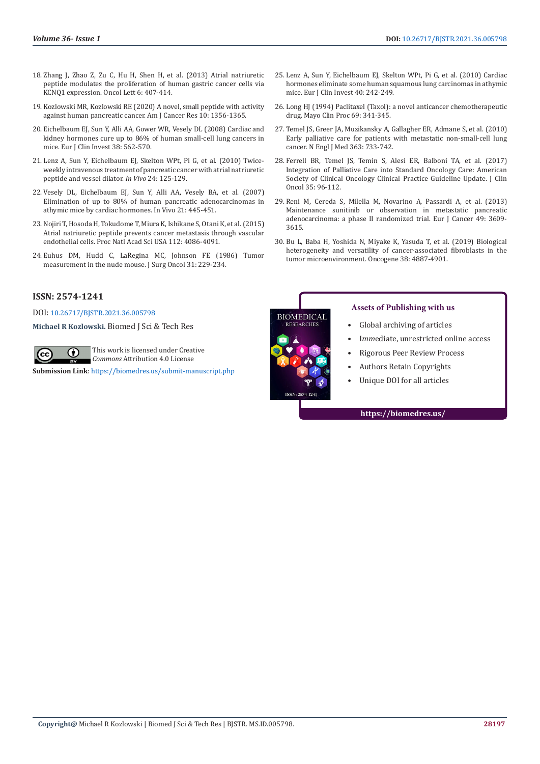18. Zhang J, Zhao Z, Zu C, Hu H, Shen H, et al. (2013) Atrial natriuretic peptide modulates the proliferation of human gastric cancer cells via KCNQ1 expression. Oncol Lett 6: 407-414.
19. Kozlowski MR, Kozlowski RE (2020) A novel, small peptide with activity against human pancreatic cancer. Am J Cancer Res 10: 1356-1365.
20. Eichelbaum EJ, Sun Y, Alli AA, Gower WR, Vesely DL (2008) Cardiac and kidney hormones cure up to 86% of human small-cell lung cancers in mice. Eur J Clin Invest 38: 562-570.
21. Lenz A, Sun Y, Eichelbaum EJ, Skelton WPt, Pi G, et al. (2010) Twice-weekly intravenous treatment of pancreatic cancer with atrial natriuretic peptide and vessel dilator. *In Vivo* 24: 125-129.
22. Vesely DL, Eichelbaum EJ, Sun Y, Alli AA, Vesely BA, et al. (2007) Elimination of up to 80% of human pancreatic adenocarcinomas in athymic mice by cardiac hormones. In Vivo 21: 445-451.
23. Nojiri T, Hosoda H, Tokudome T, Miura K, Ishikane S, Otani K, et al. (2015) Atrial natriuretic peptide prevents cancer metastasis through vascular endothelial cells. Proc Natl Acad Sci USA 112: 4086-4091.
24. Euhus DM, Hudd C, LaRegina MC, Johnson FE (1986) Tumor measurement in the nude mouse. J Surg Oncol 31: 229-234.
25. Lenz A, Sun Y, Eichelbaum EJ, Skelton WPt, Pi G, et al. (2010) Cardiac hormones eliminate some human squamous lung carcinomas in athymic mice. Eur J Clin Invest 40: 242-249.
26. Long HJ (1994) Paclitaxel (Taxol): a novel anticancer chemotherapeutic drug. Mayo Clin Proc 69: 341-345.
27. Temel JS, Greer JA, Muzikansky A, Gallagher ER, Admane S, et al. (2010) Early palliative care for patients with metastatic non-small-cell lung cancer. N Engl J Med 363: 733-742.
28. Ferrell BR, Temel JS, Temin S, Alesi ER, Balboni TA, et al. (2017) Integration of Palliative Care into Standard Oncology Care: American Society of Clinical Oncology Clinical Practice Guideline Update. J Clin Oncol 35: 96-112.
29. Reni M, Cereda S, Milella M, Novarino A, Passardi A, et al. (2013) Maintenance sunitinib or observation in metastatic pancreatic adenocarcinoma: a phase II randomized trial. Eur J Cancer 49: 3609-3615.
30. Bu L, Baba H, Yoshida N, Miyake K, Yasuda T, et al. (2019) Biological heterogeneity and versatility of cancer-associated fibroblasts in the tumor microenvironment. Oncogene 38: 4887-4901.

**ISSN: 2574-1241**

DOI: 10.26717/BJSTR.2021.36.005798

**Michael R Kozlowski.** Biomed J Sci & Tech Res

This work is licensed under Creative *Commons* Attribution 4.0 License

**Submission Link**: https://biomedres.us/submit-manuscript.php

**Assets of Publishing with us**

- Global archiving of articles
- Immediate, unrestricted online access
- Rigorous Peer Review Process
- Authors Retain Copyrights
- Unique DOI for all articles

**https://biomedres.us/**